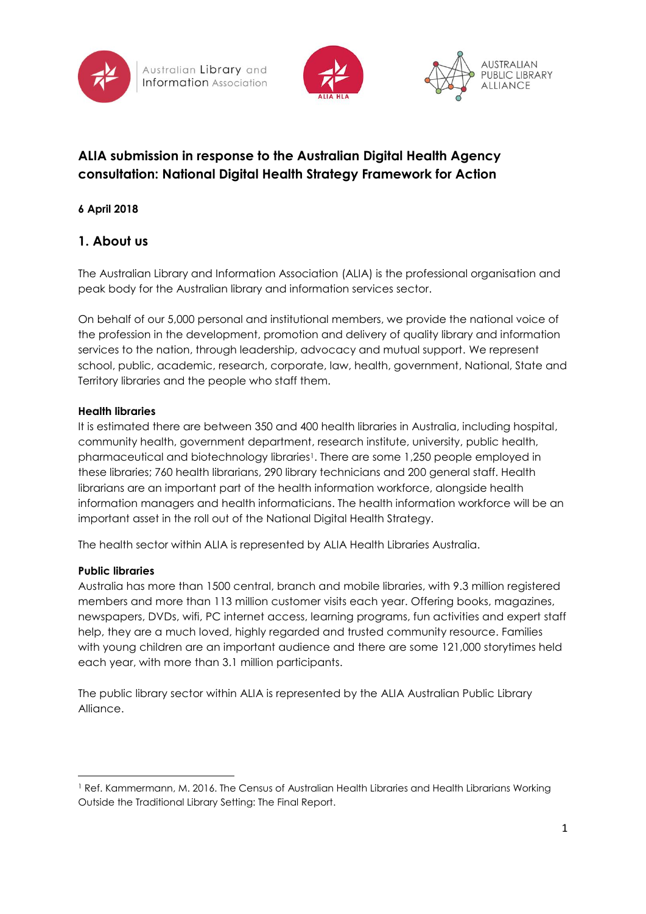# ALIA submission in response to the Australian Digital Health Agency consultation: National Digital Health Strategy Framework for Action

**6 April 2018**

## 1. About us

The Australian Library and Information Association (ALIA) is the professional organisation and peak body for the Australian library and information services sector.

On behalf of our 5,000 personal and institutional members, we provide the national voice of the profession in the development, promotion and delivery of quality library and information services to the nation, through leadership, advocacy and mutual support. We represent school, public, academic, research, corporate, law, health, government, National, State and Territory libraries and the people who staff them.

**Health libraries**

It is estimated there are between 350 and 400 health libraries in Australia, including hospital, community health, government department, research institute, university, public health, pharmaceutical and biotechnology libraries[1]. There are some 1,250 people employed in these libraries; 760 health librarians, 290 library technicians and 200 general staff. Health librarians are an important part of the health information workforce, alongside health information managers and health informaticians. The health information workforce will be an important asset in the roll out of the National Digital Health Strategy.

The health sector within ALIA is represented by ALIA Health Libraries Australia.

**Public libraries**

Australia has more than 1500 central, branch and mobile libraries, with 9.3 million registered members and more than 113 million customer visits each year. Offering books, magazines, newspapers, DVDs, wifi, PC internet access, learning programs, fun activities and expert staff help, they are a much loved, highly regarded and trusted community resource. Families with young children are an important audience and there are some 121,000 storytimes held each year, with more than 3.1 million participants.

The public library sector within ALIA is represented by the ALIA Australian Public Library Alliance.

---

[1] Ref. Kammermann, M. 2016. The Census of Australian Health Libraries and Health Librarians Working Outside the Traditional Library Setting: The Final Report.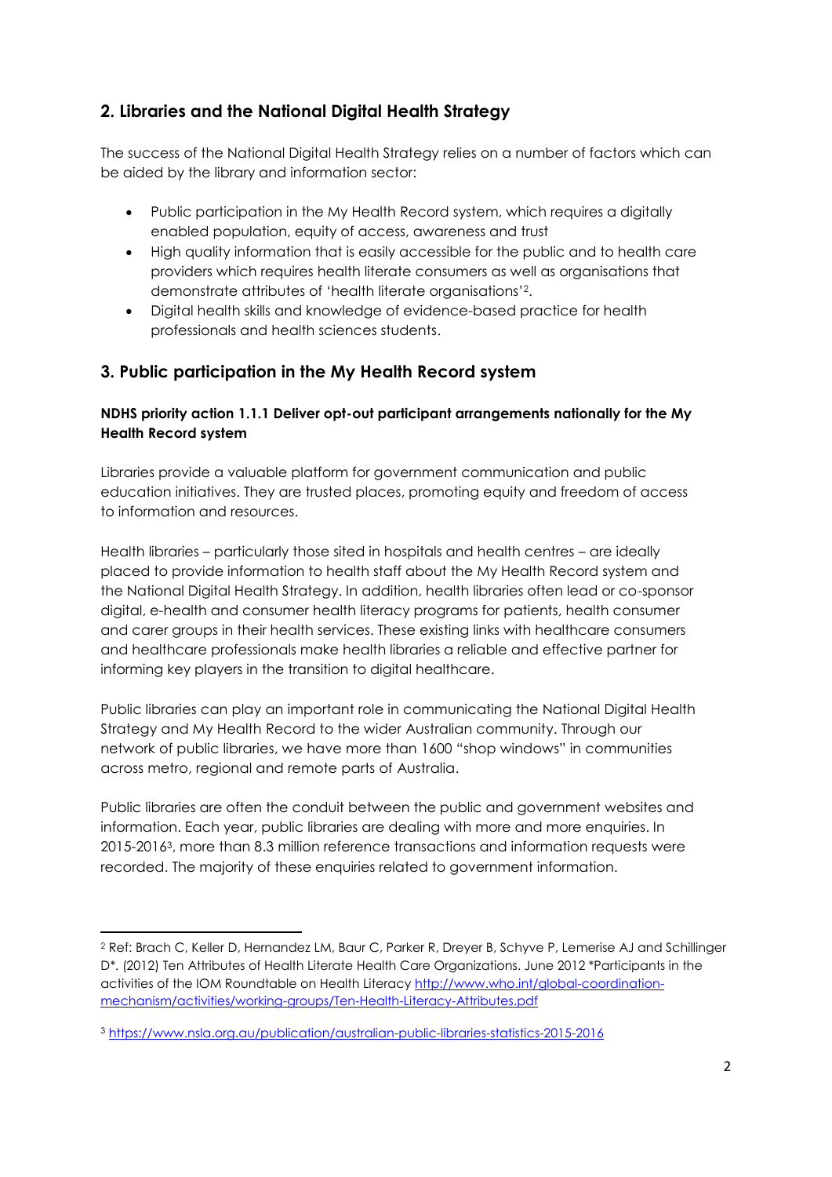## 2. Libraries and the National Digital Health Strategy

The success of the National Digital Health Strategy relies on a number of factors which can be aided by the library and information sector:

- Public participation in the My Health Record system, which requires a digitally enabled population, equity of access, awareness and trust
- High quality information that is easily accessible for the public and to health care providers which requires health literate consumers as well as organisations that demonstrate attributes of 'health literate organisations'[2].
- Digital health skills and knowledge of evidence-based practice for health professionals and health sciences students.

## 3. Public participation in the My Health Record system

**NDHS priority action 1.1.1 Deliver opt-out participant arrangements nationally for the My Health Record system**

Libraries provide a valuable platform for government communication and public education initiatives. They are trusted places, promoting equity and freedom of access to information and resources.

Health libraries – particularly those sited in hospitals and health centres – are ideally placed to provide information to health staff about the My Health Record system and the National Digital Health Strategy. In addition, health libraries often lead or co-sponsor digital, e-health and consumer health literacy programs for patients, health consumer and carer groups in their health services. These existing links with healthcare consumers and healthcare professionals make health libraries a reliable and effective partner for informing key players in the transition to digital healthcare.

Public libraries can play an important role in communicating the National Digital Health Strategy and My Health Record to the wider Australian community. Through our network of public libraries, we have more than 1600 "shop windows" in communities across metro, regional and remote parts of Australia.

Public libraries are often the conduit between the public and government websites and information. Each year, public libraries are dealing with more and more enquiries. In 2015-2016[3], more than 8.3 million reference transactions and information requests were recorded. The majority of these enquiries related to government information.

---

[2] Ref: Brach C, Keller D, Hernandez LM, Baur C, Parker R, Dreyer B, Schyve P, Lemerise AJ and Schillinger D*. (2012) Ten Attributes of Health Literate Health Care Organizations. June 2012 *Participants in the activities of the IOM Roundtable on Health Literacy http://www.who.int/global-coordination-mechanism/activities/working-groups/Ten-Health-Literacy-Attributes.pdf

[3] https://www.nsla.org.au/publication/australian-public-libraries-statistics-2015-2016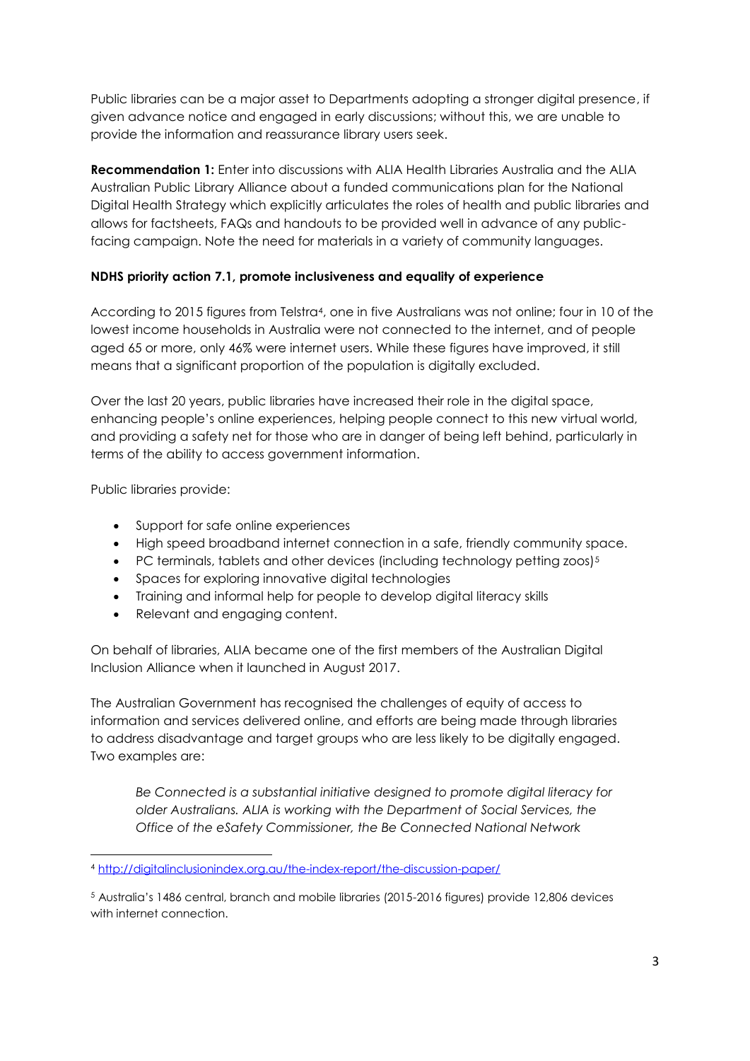Public libraries can be a major asset to Departments adopting a stronger digital presence, if given advance notice and engaged in early discussions; without this, we are unable to provide the information and reassurance library users seek.

**Recommendation 1:** Enter into discussions with ALIA Health Libraries Australia and the ALIA Australian Public Library Alliance about a funded communications plan for the National Digital Health Strategy which explicitly articulates the roles of health and public libraries and allows for factsheets, FAQs and handouts to be provided well in advance of any public-facing campaign. Note the need for materials in a variety of community languages.

**NDHS priority action 7.1, promote inclusiveness and equality of experience**

According to 2015 figures from Telstra[4], one in five Australians was not online; four in 10 of the lowest income households in Australia were not connected to the internet, and of people aged 65 or more, only 46% were internet users. While these figures have improved, it still means that a significant proportion of the population is digitally excluded.

Over the last 20 years, public libraries have increased their role in the digital space, enhancing people's online experiences, helping people connect to this new virtual world, and providing a safety net for those who are in danger of being left behind, particularly in terms of the ability to access government information.

Public libraries provide:

- Support for safe online experiences
- High speed broadband internet connection in a safe, friendly community space.
- PC terminals, tablets and other devices (including technology petting zoos)[5]
- Spaces for exploring innovative digital technologies
- Training and informal help for people to develop digital literacy skills
- Relevant and engaging content.

On behalf of libraries, ALIA became one of the first members of the Australian Digital Inclusion Alliance when it launched in August 2017.

The Australian Government has recognised the challenges of equity of access to information and services delivered online, and efforts are being made through libraries to address disadvantage and target groups who are less likely to be digitally engaged. Two examples are:

> *Be Connected is a substantial initiative designed to promote digital literacy for older Australians. ALIA is working with the Department of Social Services, the Office of the eSafety Commissioner, the Be Connected National Network*

---

[4] http://digitalinclusionindex.org.au/the-index-report/the-discussion-paper/

[5] Australia's 1486 central, branch and mobile libraries (2015-2016 figures) provide 12,806 devices with internet connection.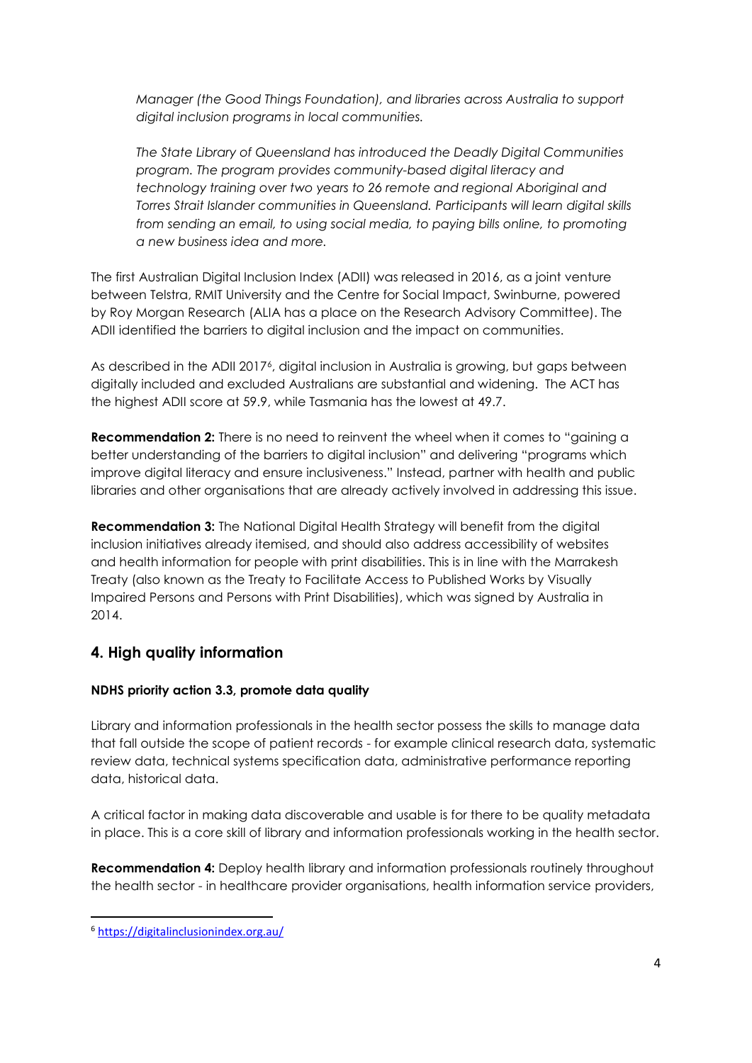*Manager (the Good Things Foundation), and libraries across Australia to support digital inclusion programs in local communities.*

*The State Library of Queensland has introduced the Deadly Digital Communities program. The program provides community-based digital literacy and technology training over two years to 26 remote and regional Aboriginal and Torres Strait Islander communities in Queensland. Participants will learn digital skills from sending an email, to using social media, to paying bills online, to promoting a new business idea and more.*

The first Australian Digital Inclusion Index (ADII) was released in 2016, as a joint venture between Telstra, RMIT University and the Centre for Social Impact, Swinburne, powered by Roy Morgan Research (ALIA has a place on the Research Advisory Committee). The ADII identified the barriers to digital inclusion and the impact on communities.

As described in the ADII 2017[6], digital inclusion in Australia is growing, but gaps between digitally included and excluded Australians are substantial and widening. The ACT has the highest ADII score at 59.9, while Tasmania has the lowest at 49.7.

**Recommendation 2:** There is no need to reinvent the wheel when it comes to "gaining a better understanding of the barriers to digital inclusion" and delivering "programs which improve digital literacy and ensure inclusiveness." Instead, partner with health and public libraries and other organisations that are already actively involved in addressing this issue.

**Recommendation 3:** The National Digital Health Strategy will benefit from the digital inclusion initiatives already itemised, and should also address accessibility of websites and health information for people with print disabilities. This is in line with the Marrakesh Treaty (also known as the Treaty to Facilitate Access to Published Works by Visually Impaired Persons and Persons with Print Disabilities), which was signed by Australia in 2014.

## 4. High quality information

**NDHS priority action 3.3, promote data quality**

Library and information professionals in the health sector possess the skills to manage data that fall outside the scope of patient records - for example clinical research data, systematic review data, technical systems specification data, administrative performance reporting data, historical data.

A critical factor in making data discoverable and usable is for there to be quality metadata in place. This is a core skill of library and information professionals working in the health sector.

**Recommendation 4:** Deploy health library and information professionals routinely throughout the health sector - in healthcare provider organisations, health information service providers,

[6] https://digitalinclusionindex.org.au/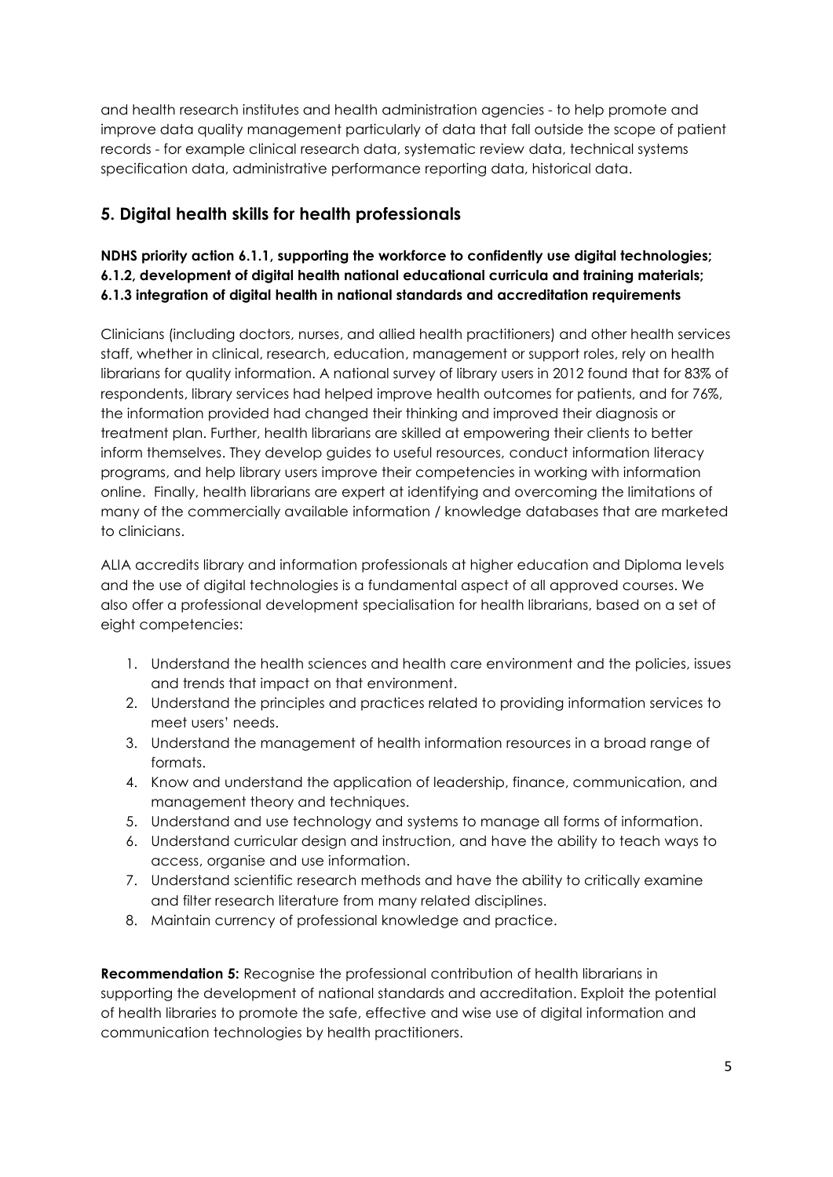and health research institutes and health administration agencies - to help promote and improve data quality management particularly of data that fall outside the scope of patient records - for example clinical research data, systematic review data, technical systems specification data, administrative performance reporting data, historical data.

## 5. Digital health skills for health professionals

**NDHS priority action 6.1.1, supporting the workforce to confidently use digital technologies; 6.1.2, development of digital health national educational curricula and training materials; 6.1.3 integration of digital health in national standards and accreditation requirements**

Clinicians (including doctors, nurses, and allied health practitioners) and other health services staff, whether in clinical, research, education, management or support roles, rely on health librarians for quality information. A national survey of library users in 2012 found that for 83% of respondents, library services had helped improve health outcomes for patients, and for 76%, the information provided had changed their thinking and improved their diagnosis or treatment plan. Further, health librarians are skilled at empowering their clients to better inform themselves. They develop guides to useful resources, conduct information literacy programs, and help library users improve their competencies in working with information online. Finally, health librarians are expert at identifying and overcoming the limitations of many of the commercially available information / knowledge databases that are marketed to clinicians.

ALIA accredits library and information professionals at higher education and Diploma levels and the use of digital technologies is a fundamental aspect of all approved courses. We also offer a professional development specialisation for health librarians, based on a set of eight competencies:

1. Understand the health sciences and health care environment and the policies, issues and trends that impact on that environment.
2. Understand the principles and practices related to providing information services to meet users' needs.
3. Understand the management of health information resources in a broad range of formats.
4. Know and understand the application of leadership, finance, communication, and management theory and techniques.
5. Understand and use technology and systems to manage all forms of information.
6. Understand curricular design and instruction, and have the ability to teach ways to access, organise and use information.
7. Understand scientific research methods and have the ability to critically examine and filter research literature from many related disciplines.
8. Maintain currency of professional knowledge and practice.

**Recommendation 5:** Recognise the professional contribution of health librarians in supporting the development of national standards and accreditation. Exploit the potential of health libraries to promote the safe, effective and wise use of digital information and communication technologies by health practitioners.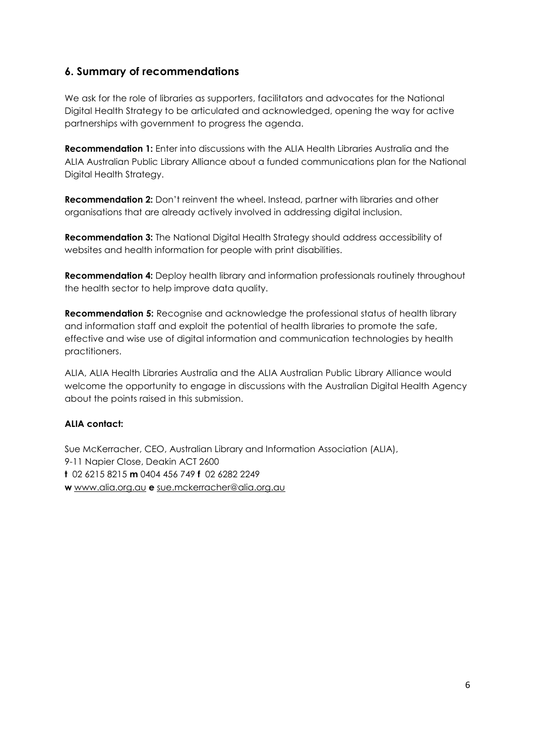## 6. Summary of recommendations

We ask for the role of libraries as supporters, facilitators and advocates for the National Digital Health Strategy to be articulated and acknowledged, opening the way for active partnerships with government to progress the agenda.

**Recommendation 1:** Enter into discussions with the ALIA Health Libraries Australia and the ALIA Australian Public Library Alliance about a funded communications plan for the National Digital Health Strategy.

**Recommendation 2:** Don't reinvent the wheel. Instead, partner with libraries and other organisations that are already actively involved in addressing digital inclusion.

**Recommendation 3:** The National Digital Health Strategy should address accessibility of websites and health information for people with print disabilities.

**Recommendation 4:** Deploy health library and information professionals routinely throughout the health sector to help improve data quality.

**Recommendation 5:** Recognise and acknowledge the professional status of health library and information staff and exploit the potential of health libraries to promote the safe, effective and wise use of digital information and communication technologies by health practitioners.

ALIA, ALIA Health Libraries Australia and the ALIA Australian Public Library Alliance would welcome the opportunity to engage in discussions with the Australian Digital Health Agency about the points raised in this submission.

**ALIA contact:**

Sue McKerracher, CEO, Australian Library and Information Association (ALIA),
9-11 Napier Close, Deakin ACT 2600
**t** 02 6215 8215 **m** 0404 456 749 **f** 02 6282 2249
**w** www.alia.org.au **e** sue.mckerracher@alia.org.au